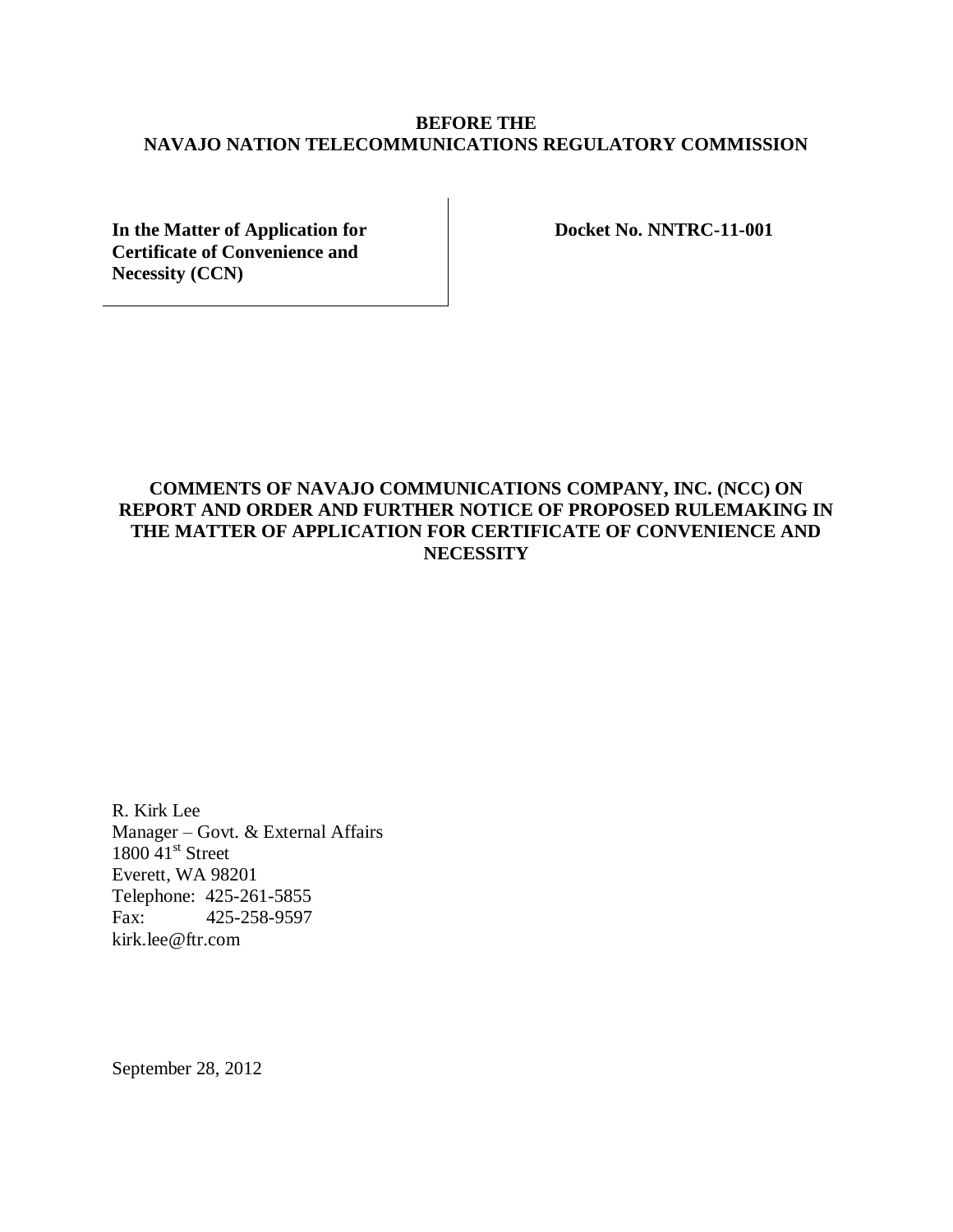**BEFORE THE**
**NAVAJO NATION TELECOMMUNICATIONS REGULATORY COMMISSION**

| **In the Matter of Application for Certificate of Convenience and Necessity (CCN)** | **Docket No. NNTRC-11-001** |
|---|---|

**COMMENTS OF NAVAJO COMMUNICATIONS COMPANY, INC. (NCC) ON REPORT AND ORDER AND FURTHER NOTICE OF PROPOSED RULEMAKING IN THE MATTER OF APPLICATION FOR CERTIFICATE OF CONVENIENCE AND NECESSITY**

R. Kirk Lee
Manager – Govt. & External Affairs
1800 41st Street
Everett, WA 98201
Telephone: 425-261-5855
Fax: 425-258-9597
kirk.lee@ftr.com

September 28, 2012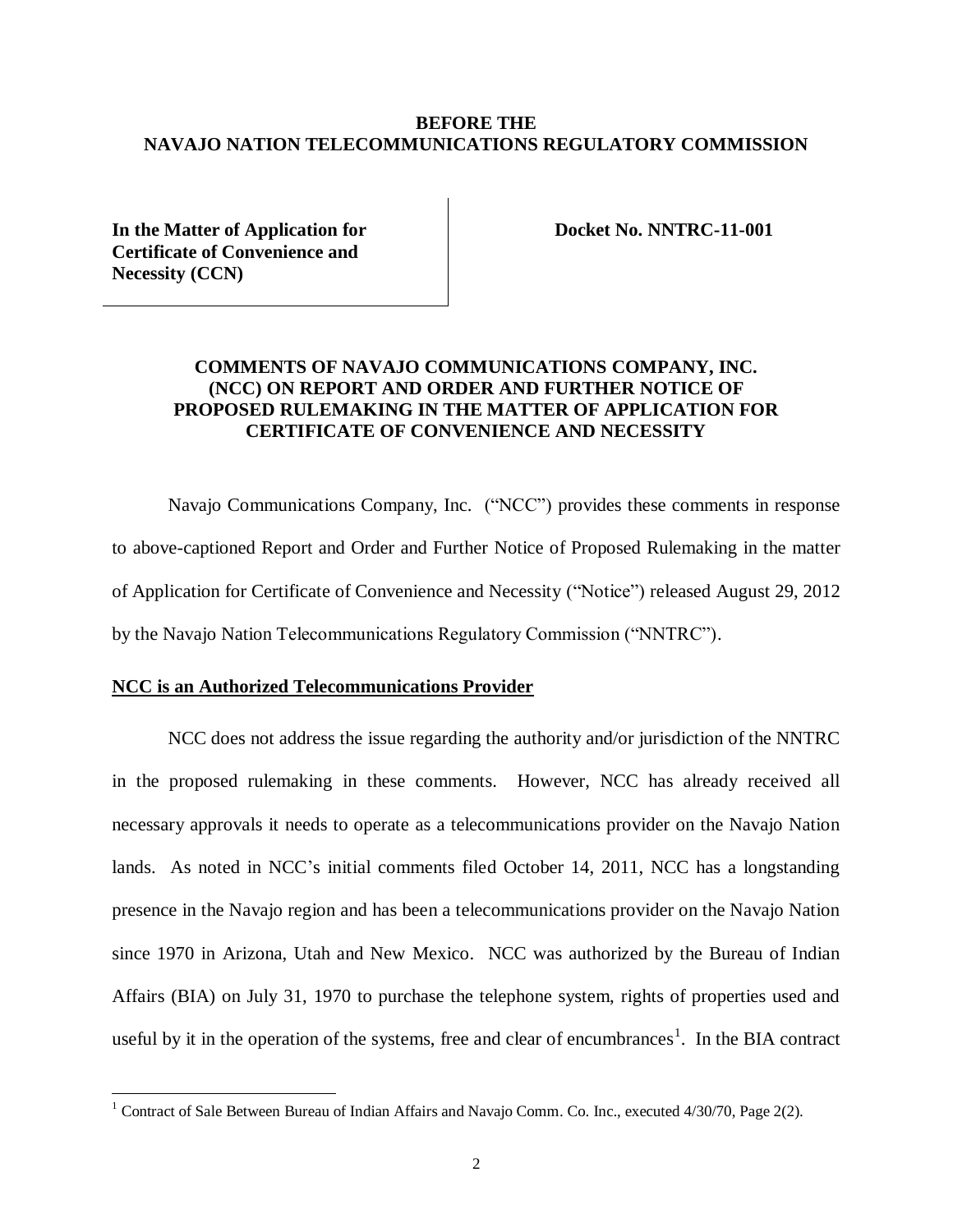**BEFORE THE**
**NAVAJO NATION TELECOMMUNICATIONS REGULATORY COMMISSION**

| In the Matter of Application for Certificate of Convenience and Necessity (CCN) | Docket No. NNTRC-11-001 |
|---|---|

**COMMENTS OF NAVAJO COMMUNICATIONS COMPANY, INC. (NCC) ON REPORT AND ORDER AND FURTHER NOTICE OF PROPOSED RULEMAKING IN THE MATTER OF APPLICATION FOR CERTIFICATE OF CONVENIENCE AND NECESSITY**

Navajo Communications Company, Inc. ("NCC") provides these comments in response to above-captioned Report and Order and Further Notice of Proposed Rulemaking in the matter of Application for Certificate of Convenience and Necessity ("Notice") released August 29, 2012 by the Navajo Nation Telecommunications Regulatory Commission ("NNTRC").

**NCC is an Authorized Telecommunications Provider**

NCC does not address the issue regarding the authority and/or jurisdiction of the NNTRC in the proposed rulemaking in these comments. However, NCC has already received all necessary approvals it needs to operate as a telecommunications provider on the Navajo Nation lands. As noted in NCC's initial comments filed October 14, 2011, NCC has a longstanding presence in the Navajo region and has been a telecommunications provider on the Navajo Nation since 1970 in Arizona, Utah and New Mexico. NCC was authorized by the Bureau of Indian Affairs (BIA) on July 31, 1970 to purchase the telephone system, rights of properties used and useful by it in the operation of the systems, free and clear of encumbrances[1]. In the BIA contract

[1] Contract of Sale Between Bureau of Indian Affairs and Navajo Comm. Co. Inc., executed 4/30/70, Page 2(2).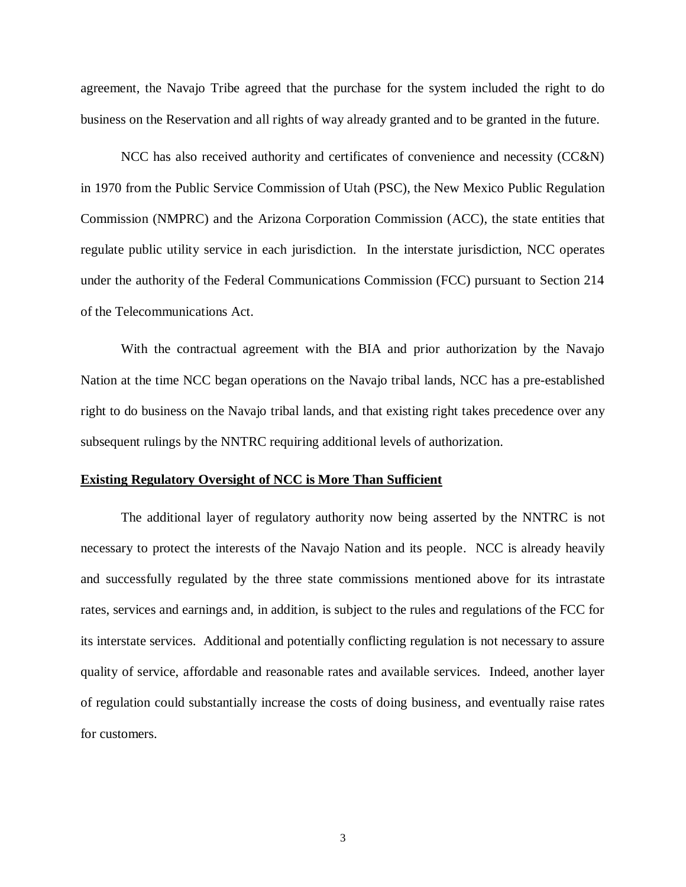agreement, the Navajo Tribe agreed that the purchase for the system included the right to do business on the Reservation and all rights of way already granted and to be granted in the future.

NCC has also received authority and certificates of convenience and necessity (CC&N) in 1970 from the Public Service Commission of Utah (PSC), the New Mexico Public Regulation Commission (NMPRC) and the Arizona Corporation Commission (ACC), the state entities that regulate public utility service in each jurisdiction. In the interstate jurisdiction, NCC operates under the authority of the Federal Communications Commission (FCC) pursuant to Section 214 of the Telecommunications Act.

With the contractual agreement with the BIA and prior authorization by the Navajo Nation at the time NCC began operations on the Navajo tribal lands, NCC has a pre-established right to do business on the Navajo tribal lands, and that existing right takes precedence over any subsequent rulings by the NNTRC requiring additional levels of authorization.

**Existing Regulatory Oversight of NCC is More Than Sufficient**

The additional layer of regulatory authority now being asserted by the NNTRC is not necessary to protect the interests of the Navajo Nation and its people. NCC is already heavily and successfully regulated by the three state commissions mentioned above for its intrastate rates, services and earnings and, in addition, is subject to the rules and regulations of the FCC for its interstate services. Additional and potentially conflicting regulation is not necessary to assure quality of service, affordable and reasonable rates and available services. Indeed, another layer of regulation could substantially increase the costs of doing business, and eventually raise rates for customers.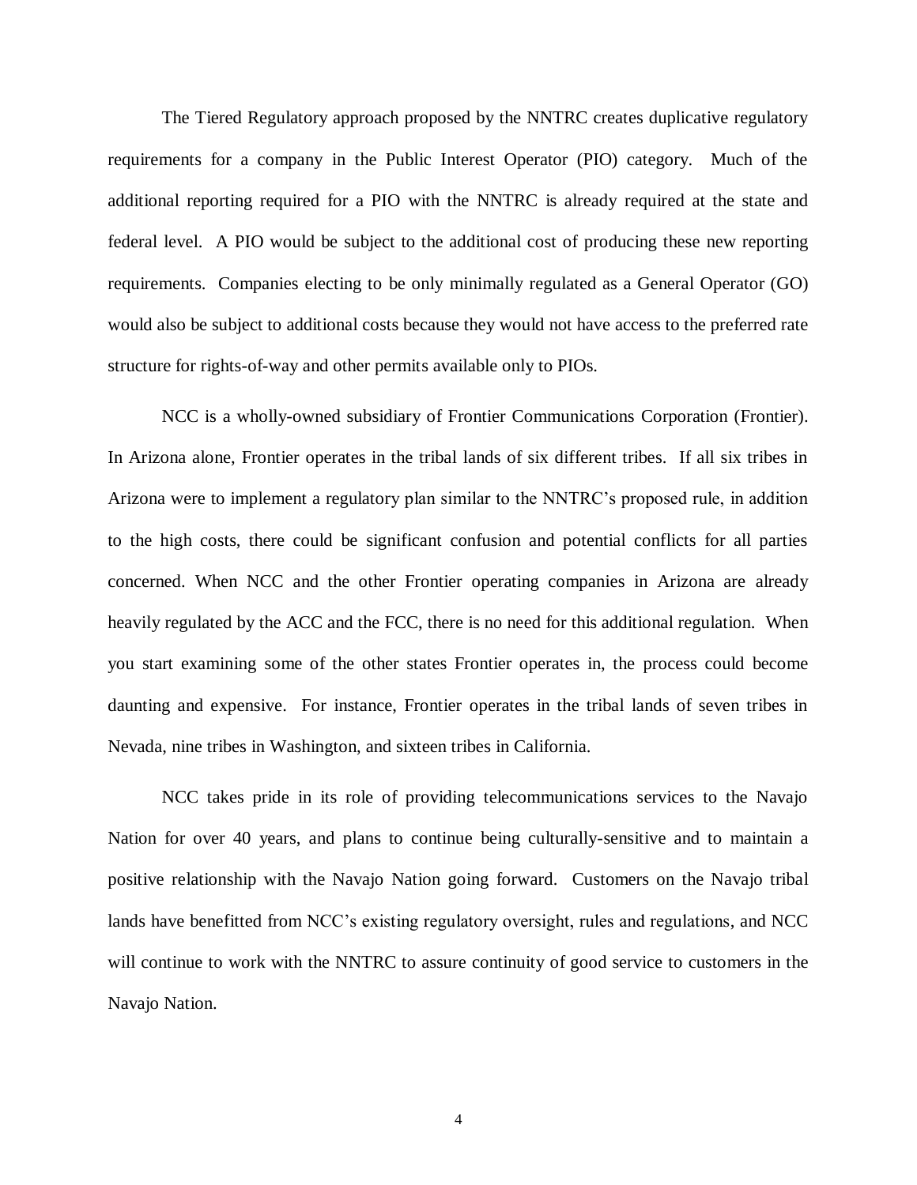The Tiered Regulatory approach proposed by the NNTRC creates duplicative regulatory requirements for a company in the Public Interest Operator (PIO) category. Much of the additional reporting required for a PIO with the NNTRC is already required at the state and federal level. A PIO would be subject to the additional cost of producing these new reporting requirements. Companies electing to be only minimally regulated as a General Operator (GO) would also be subject to additional costs because they would not have access to the preferred rate structure for rights-of-way and other permits available only to PIOs.

NCC is a wholly-owned subsidiary of Frontier Communications Corporation (Frontier). In Arizona alone, Frontier operates in the tribal lands of six different tribes. If all six tribes in Arizona were to implement a regulatory plan similar to the NNTRC's proposed rule, in addition to the high costs, there could be significant confusion and potential conflicts for all parties concerned. When NCC and the other Frontier operating companies in Arizona are already heavily regulated by the ACC and the FCC, there is no need for this additional regulation. When you start examining some of the other states Frontier operates in, the process could become daunting and expensive. For instance, Frontier operates in the tribal lands of seven tribes in Nevada, nine tribes in Washington, and sixteen tribes in California.

NCC takes pride in its role of providing telecommunications services to the Navajo Nation for over 40 years, and plans to continue being culturally-sensitive and to maintain a positive relationship with the Navajo Nation going forward. Customers on the Navajo tribal lands have benefitted from NCC's existing regulatory oversight, rules and regulations, and NCC will continue to work with the NNTRC to assure continuity of good service to customers in the Navajo Nation.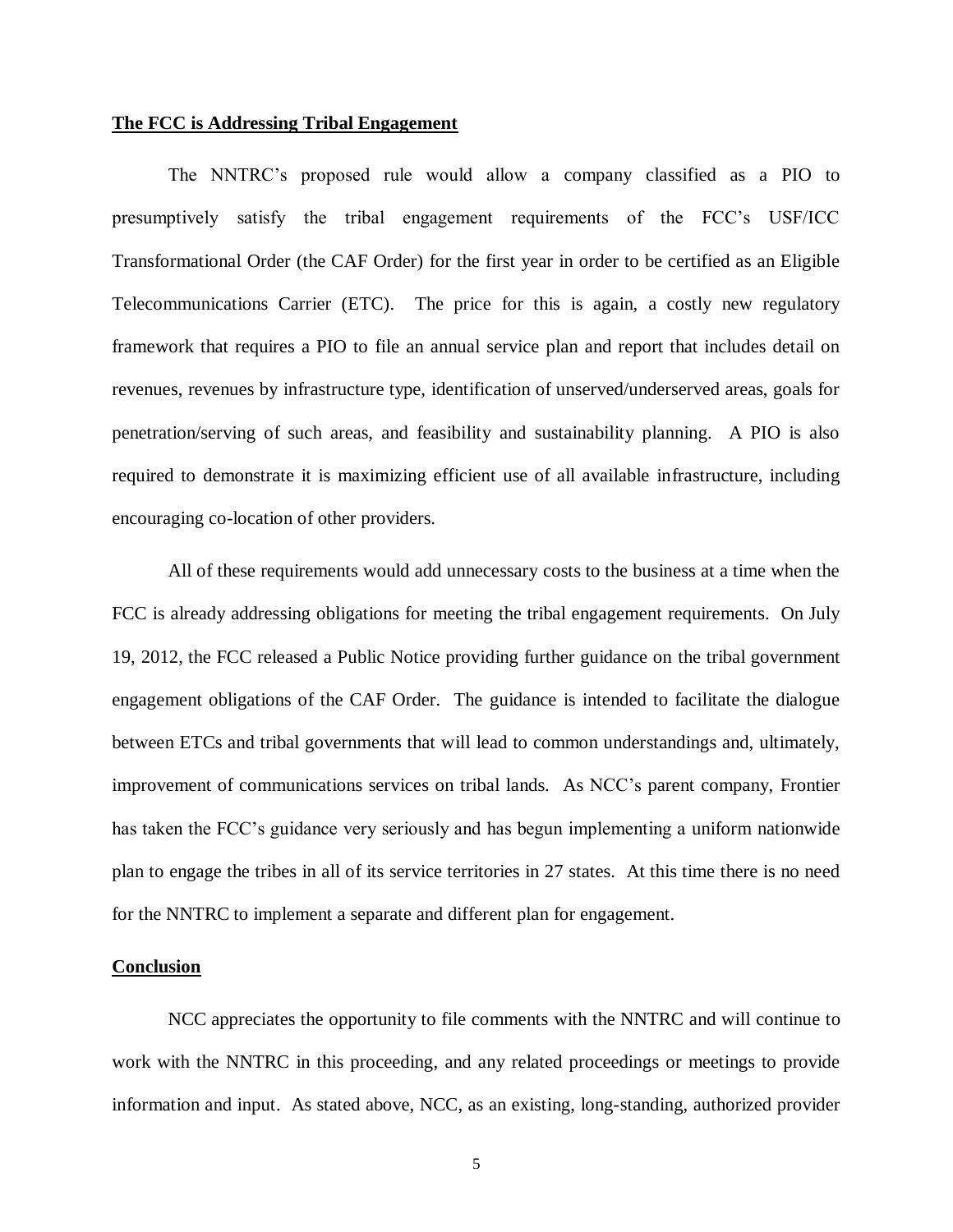## The FCC is Addressing Tribal Engagement

The NNTRC's proposed rule would allow a company classified as a PIO to presumptively satisfy the tribal engagement requirements of the FCC's USF/ICC Transformational Order (the CAF Order) for the first year in order to be certified as an Eligible Telecommunications Carrier (ETC). The price for this is again, a costly new regulatory framework that requires a PIO to file an annual service plan and report that includes detail on revenues, revenues by infrastructure type, identification of unserved/underserved areas, goals for penetration/serving of such areas, and feasibility and sustainability planning. A PIO is also required to demonstrate it is maximizing efficient use of all available infrastructure, including encouraging co-location of other providers.

All of these requirements would add unnecessary costs to the business at a time when the FCC is already addressing obligations for meeting the tribal engagement requirements. On July 19, 2012, the FCC released a Public Notice providing further guidance on the tribal government engagement obligations of the CAF Order. The guidance is intended to facilitate the dialogue between ETCs and tribal governments that will lead to common understandings and, ultimately, improvement of communications services on tribal lands. As NCC's parent company, Frontier has taken the FCC's guidance very seriously and has begun implementing a uniform nationwide plan to engage the tribes in all of its service territories in 27 states. At this time there is no need for the NNTRC to implement a separate and different plan for engagement.

## Conclusion

NCC appreciates the opportunity to file comments with the NNTRC and will continue to work with the NNTRC in this proceeding, and any related proceedings or meetings to provide information and input. As stated above, NCC, as an existing, long-standing, authorized provider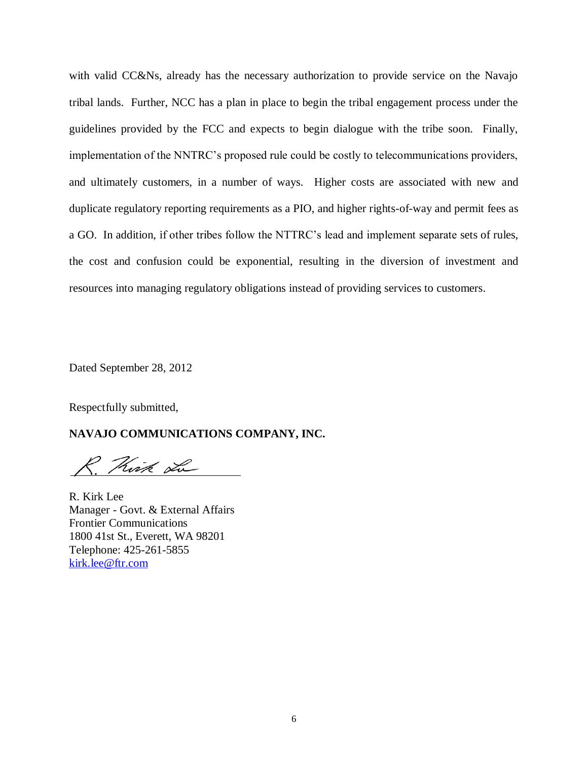with valid CC&Ns, already has the necessary authorization to provide service on the Navajo tribal lands. Further, NCC has a plan in place to begin the tribal engagement process under the guidelines provided by the FCC and expects to begin dialogue with the tribe soon. Finally, implementation of the NNTRC's proposed rule could be costly to telecommunications providers, and ultimately customers, in a number of ways. Higher costs are associated with new and duplicate regulatory reporting requirements as a PIO, and higher rights-of-way and permit fees as a GO. In addition, if other tribes follow the NTTRC's lead and implement separate sets of rules, the cost and confusion could be exponential, resulting in the diversion of investment and resources into managing regulatory obligations instead of providing services to customers.

Dated September 28, 2012

Respectfully submitted,

**NAVAJO COMMUNICATIONS COMPANY, INC.**

R. Kirk Lee

R. Kirk Lee
Manager - Govt. & External Affairs
Frontier Communications
1800 41st St., Everett, WA 98201
Telephone: 425-261-5855
kirk.lee@ftr.com